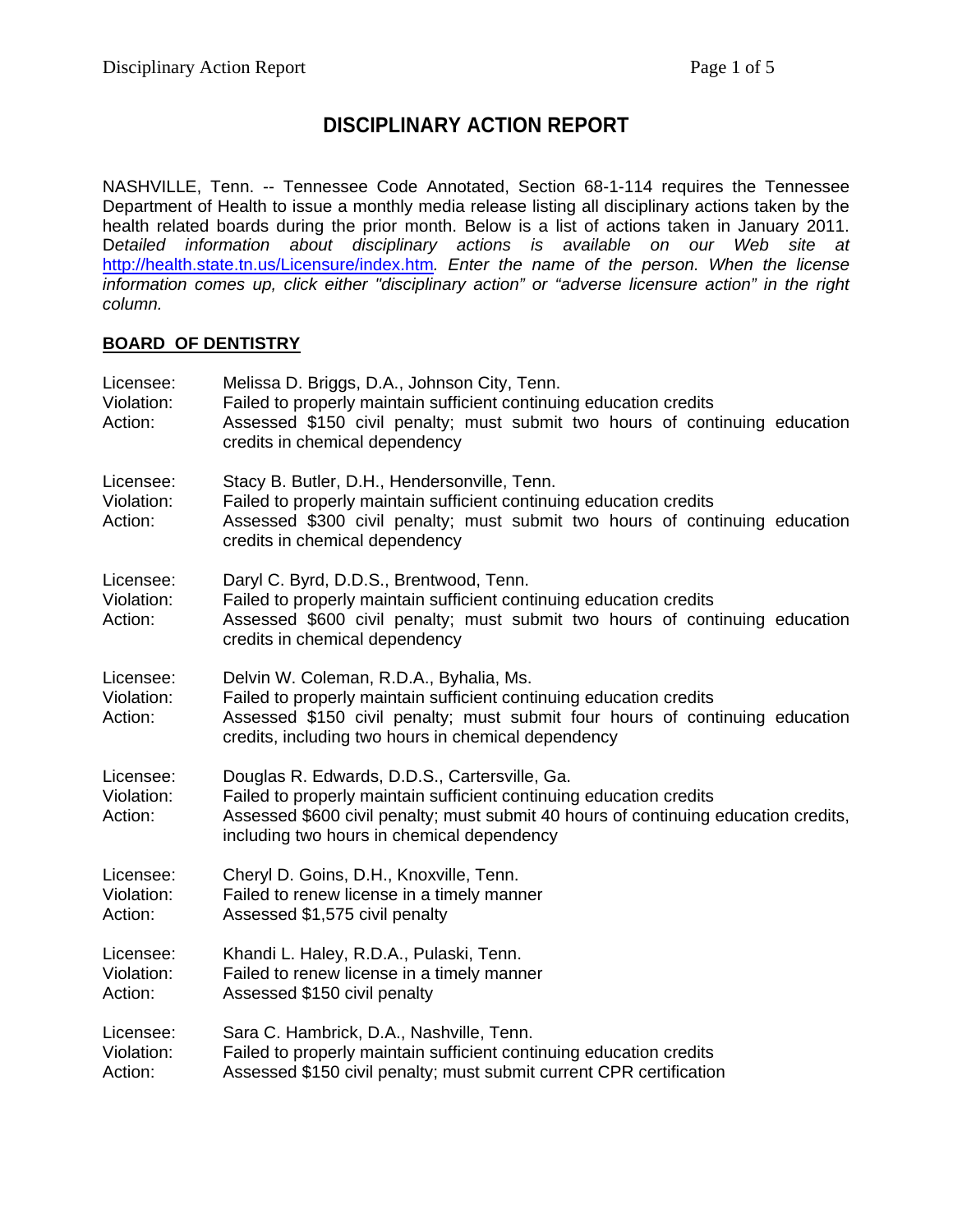# DISCIPLINARY ACTION REPORT

NASHVILLE, Tenn. -- Tennessee Code Annotated, Section 68-1-114 requires the Tennessee Department of Health to issue a monthly media release listing all disciplinary actions taken by the health related boards during the prior month. Below is a list of actions taken in January 2011. D*etailed information about disciplinary actions is available on our Web site at* http://health.state.tn.us/Licensure/index.htm*. Enter the name of the person. When the license information comes up, click either "disciplinary action" or "adverse licensure action" in the right column.*

## BOARD OF DENTISTRY

Licensee: Melissa D. Briggs, D.A., Johnson City, Tenn.
Violation: Failed to properly maintain sufficient continuing education credits
Action: Assessed $150 civil penalty; must submit two hours of continuing education credits in chemical dependency

Licensee: Stacy B. Butler, D.H., Hendersonville, Tenn.
Violation: Failed to properly maintain sufficient continuing education credits
Action: Assessed $300 civil penalty; must submit two hours of continuing education credits in chemical dependency

Licensee: Daryl C. Byrd, D.D.S., Brentwood, Tenn.
Violation: Failed to properly maintain sufficient continuing education credits
Action: Assessed $600 civil penalty; must submit two hours of continuing education credits in chemical dependency

Licensee: Delvin W. Coleman, R.D.A., Byhalia, Ms.
Violation: Failed to properly maintain sufficient continuing education credits
Action: Assessed $150 civil penalty; must submit four hours of continuing education credits, including two hours in chemical dependency

Licensee: Douglas R. Edwards, D.D.S., Cartersville, Ga.
Violation: Failed to properly maintain sufficient continuing education credits
Action: Assessed $600 civil penalty; must submit 40 hours of continuing education credits, including two hours in chemical dependency

Licensee: Cheryl D. Goins, D.H., Knoxville, Tenn.
Violation: Failed to renew license in a timely manner
Action: Assessed $1,575 civil penalty

Licensee: Khandi L. Haley, R.D.A., Pulaski, Tenn.
Violation: Failed to renew license in a timely manner
Action: Assessed $150 civil penalty

Licensee: Sara C. Hambrick, D.A., Nashville, Tenn.
Violation: Failed to properly maintain sufficient continuing education credits
Action: Assessed $150 civil penalty; must submit current CPR certification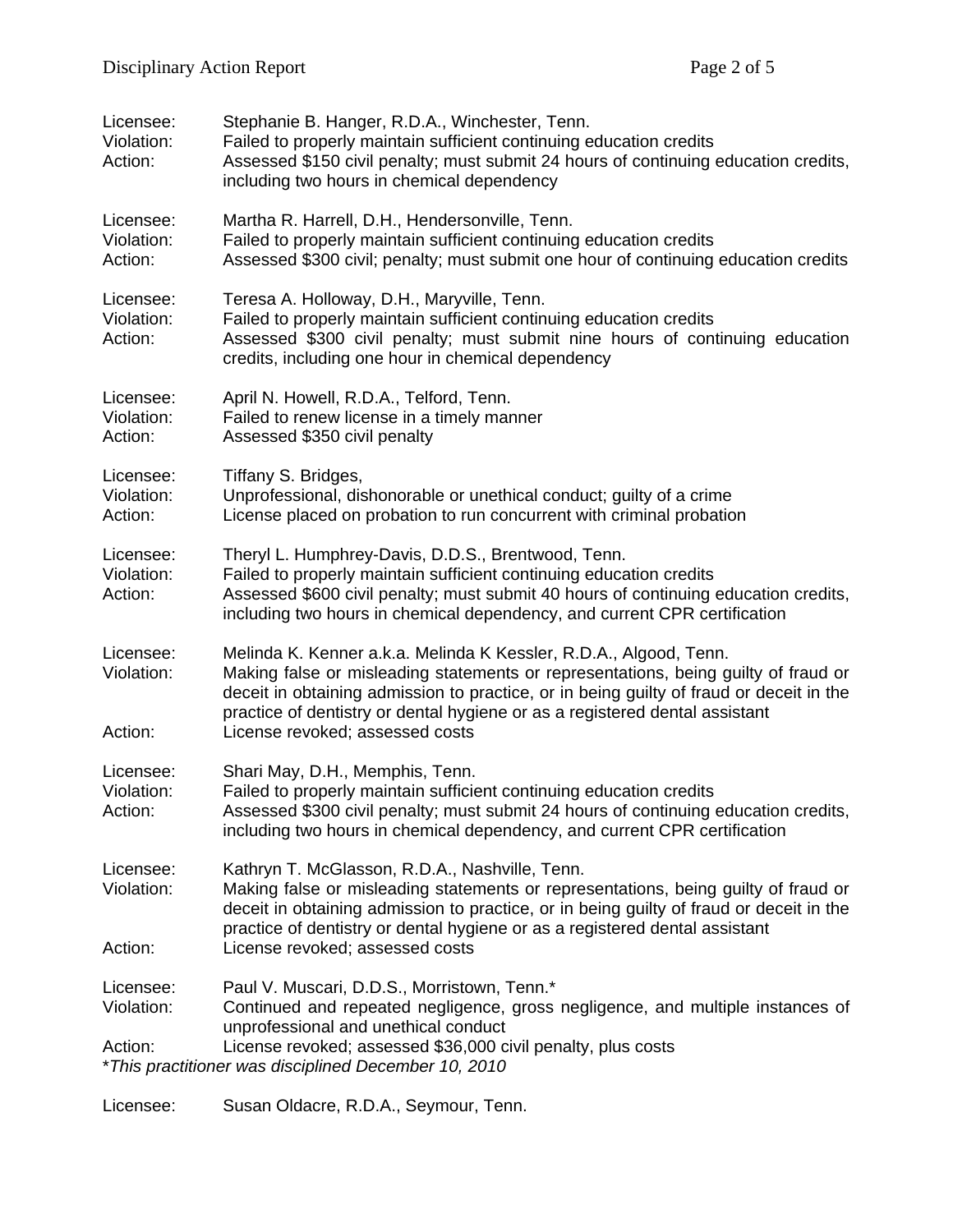Licensee: Stephanie B. Hanger, R.D.A., Winchester, Tenn.
Violation: Failed to properly maintain sufficient continuing education credits
Action: Assessed $150 civil penalty; must submit 24 hours of continuing education credits, including two hours in chemical dependency

Licensee: Martha R. Harrell, D.H., Hendersonville, Tenn.
Violation: Failed to properly maintain sufficient continuing education credits
Action: Assessed $300 civil; penalty; must submit one hour of continuing education credits

Licensee: Teresa A. Holloway, D.H., Maryville, Tenn.
Violation: Failed to properly maintain sufficient continuing education credits
Action: Assessed $300 civil penalty; must submit nine hours of continuing education credits, including one hour in chemical dependency

Licensee: April N. Howell, R.D.A., Telford, Tenn.
Violation: Failed to renew license in a timely manner
Action: Assessed $350 civil penalty

Licensee: Tiffany S. Bridges,
Violation: Unprofessional, dishonorable or unethical conduct; guilty of a crime
Action: License placed on probation to run concurrent with criminal probation

Licensee: Theryl L. Humphrey-Davis, D.D.S., Brentwood, Tenn.
Violation: Failed to properly maintain sufficient continuing education credits
Action: Assessed $600 civil penalty; must submit 40 hours of continuing education credits, including two hours in chemical dependency, and current CPR certification

Licensee: Melinda K. Kenner a.k.a. Melinda K Kessler, R.D.A., Algood, Tenn.
Violation: Making false or misleading statements or representations, being guilty of fraud or deceit in obtaining admission to practice, or in being guilty of fraud or deceit in the practice of dentistry or dental hygiene or as a registered dental assistant
Action: License revoked; assessed costs

Licensee: Shari May, D.H., Memphis, Tenn.
Violation: Failed to properly maintain sufficient continuing education credits
Action: Assessed $300 civil penalty; must submit 24 hours of continuing education credits, including two hours in chemical dependency, and current CPR certification

Licensee: Kathryn T. McGlasson, R.D.A., Nashville, Tenn.
Violation: Making false or misleading statements or representations, being guilty of fraud or deceit in obtaining admission to practice, or in being guilty of fraud or deceit in the practice of dentistry or dental hygiene or as a registered dental assistant
Action: License revoked; assessed costs

Licensee: Paul V. Muscari, D.D.S., Morristown, Tenn.*
Violation: Continued and repeated negligence, gross negligence, and multiple instances of unprofessional and unethical conduct
Action: License revoked; assessed $36,000 civil penalty, plus costs
**This practitioner was disciplined December 10, 2010*

Licensee: Susan Oldacre, R.D.A., Seymour, Tenn.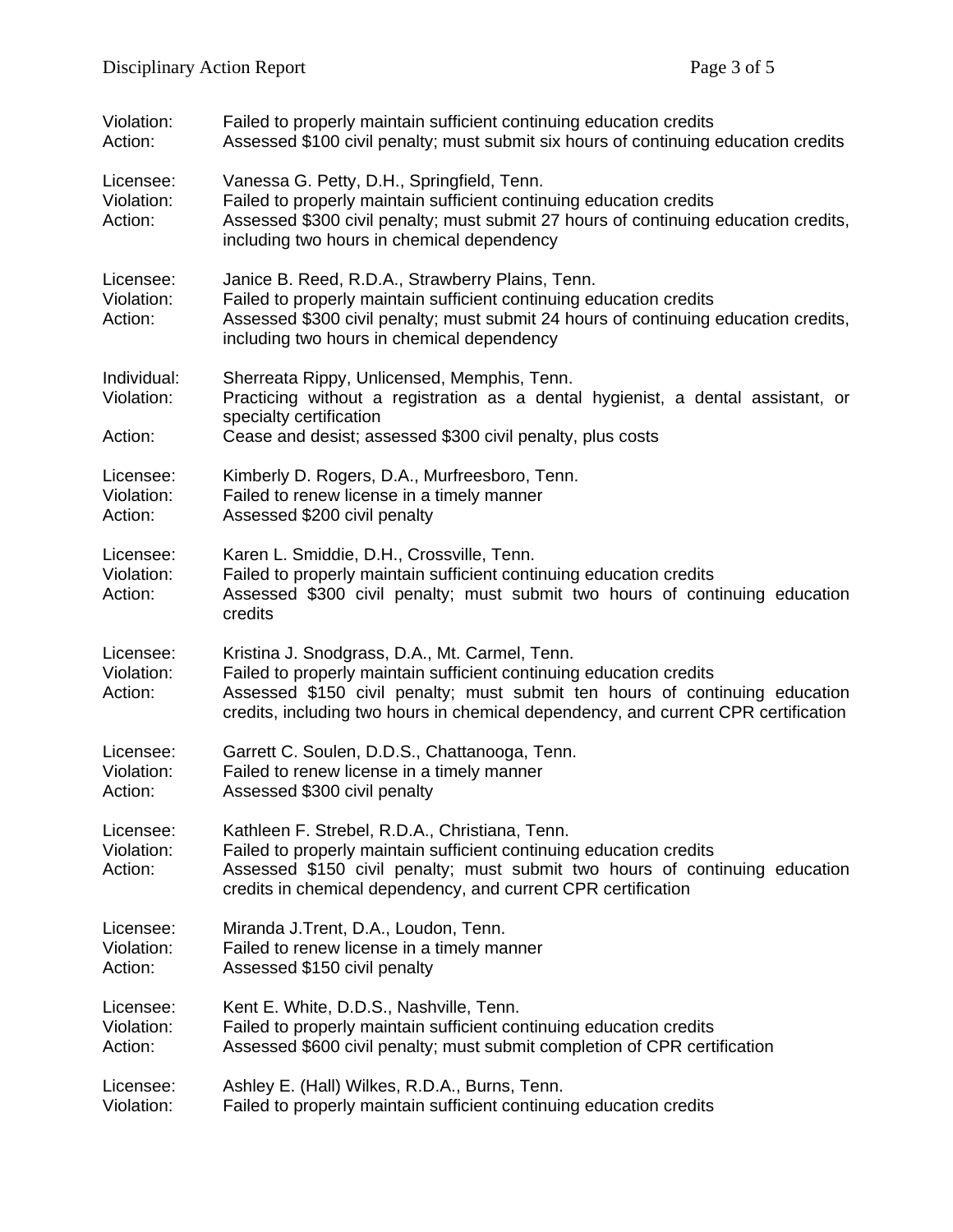Violation: Failed to properly maintain sufficient continuing education credits
Action: Assessed $100 civil penalty; must submit six hours of continuing education credits

Licensee: Vanessa G. Petty, D.H., Springfield, Tenn.
Violation: Failed to properly maintain sufficient continuing education credits
Action: Assessed $300 civil penalty; must submit 27 hours of continuing education credits, including two hours in chemical dependency

Licensee: Janice B. Reed, R.D.A., Strawberry Plains, Tenn.
Violation: Failed to properly maintain sufficient continuing education credits
Action: Assessed $300 civil penalty; must submit 24 hours of continuing education credits, including two hours in chemical dependency

Individual: Sherreata Rippy, Unlicensed, Memphis, Tenn.
Violation: Practicing without a registration as a dental hygienist, a dental assistant, or specialty certification
Action: Cease and desist; assessed $300 civil penalty, plus costs

Licensee: Kimberly D. Rogers, D.A., Murfreesboro, Tenn.
Violation: Failed to renew license in a timely manner
Action: Assessed $200 civil penalty

Licensee: Karen L. Smiddie, D.H., Crossville, Tenn.
Violation: Failed to properly maintain sufficient continuing education credits
Action: Assessed $300 civil penalty; must submit two hours of continuing education credits

Licensee: Kristina J. Snodgrass, D.A., Mt. Carmel, Tenn.
Violation: Failed to properly maintain sufficient continuing education credits
Action: Assessed $150 civil penalty; must submit ten hours of continuing education credits, including two hours in chemical dependency, and current CPR certification

Licensee: Garrett C. Soulen, D.D.S., Chattanooga, Tenn.
Violation: Failed to renew license in a timely manner
Action: Assessed $300 civil penalty

Licensee: Kathleen F. Strebel, R.D.A., Christiana, Tenn.
Violation: Failed to properly maintain sufficient continuing education credits
Action: Assessed $150 civil penalty; must submit two hours of continuing education credits in chemical dependency, and current CPR certification

Licensee: Miranda J.Trent, D.A., Loudon, Tenn.
Violation: Failed to renew license in a timely manner
Action: Assessed $150 civil penalty

Licensee: Kent E. White, D.D.S., Nashville, Tenn.
Violation: Failed to properly maintain sufficient continuing education credits
Action: Assessed $600 civil penalty; must submit completion of CPR certification

Licensee: Ashley E. (Hall) Wilkes, R.D.A., Burns, Tenn.
Violation: Failed to properly maintain sufficient continuing education credits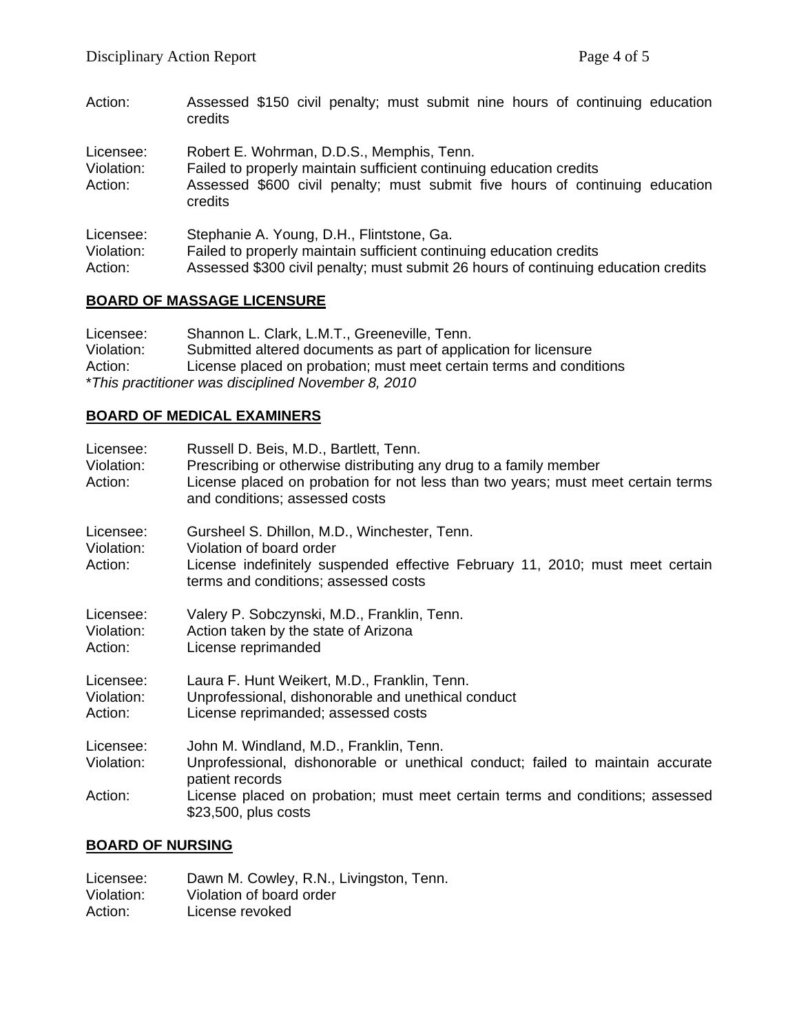Action: Assessed $150 civil penalty; must submit nine hours of continuing education credits

Licensee: Robert E. Wohrman, D.D.S., Memphis, Tenn.
Violation: Failed to properly maintain sufficient continuing education credits
Action: Assessed $600 civil penalty; must submit five hours of continuing education credits

Licensee: Stephanie A. Young, D.H., Flintstone, Ga.
Violation: Failed to properly maintain sufficient continuing education credits
Action: Assessed $300 civil penalty; must submit 26 hours of continuing education credits

## BOARD OF MASSAGE LICENSURE

Licensee: Shannon L. Clark, L.M.T., Greeneville, Tenn.
Violation: Submitted altered documents as part of application for licensure
Action: License placed on probation; must meet certain terms and conditions
*This practitioner was disciplined November 8, 2010*

## BOARD OF MEDICAL EXAMINERS

Licensee: Russell D. Beis, M.D., Bartlett, Tenn.
Violation: Prescribing or otherwise distributing any drug to a family member
Action: License placed on probation for not less than two years; must meet certain terms and conditions; assessed costs

Licensee: Gursheel S. Dhillon, M.D., Winchester, Tenn.
Violation: Violation of board order
Action: License indefinitely suspended effective February 11, 2010; must meet certain terms and conditions; assessed costs

Licensee: Valery P. Sobczynski, M.D., Franklin, Tenn.
Violation: Action taken by the state of Arizona
Action: License reprimanded

Licensee: Laura F. Hunt Weikert, M.D., Franklin, Tenn.
Violation: Unprofessional, dishonorable and unethical conduct
Action: License reprimanded; assessed costs

Licensee: John M. Windland, M.D., Franklin, Tenn.
Violation: Unprofessional, dishonorable or unethical conduct; failed to maintain accurate patient records
Action: License placed on probation; must meet certain terms and conditions; assessed $23,500, plus costs

## BOARD OF NURSING

Licensee: Dawn M. Cowley, R.N., Livingston, Tenn.
Violation: Violation of board order
Action: License revoked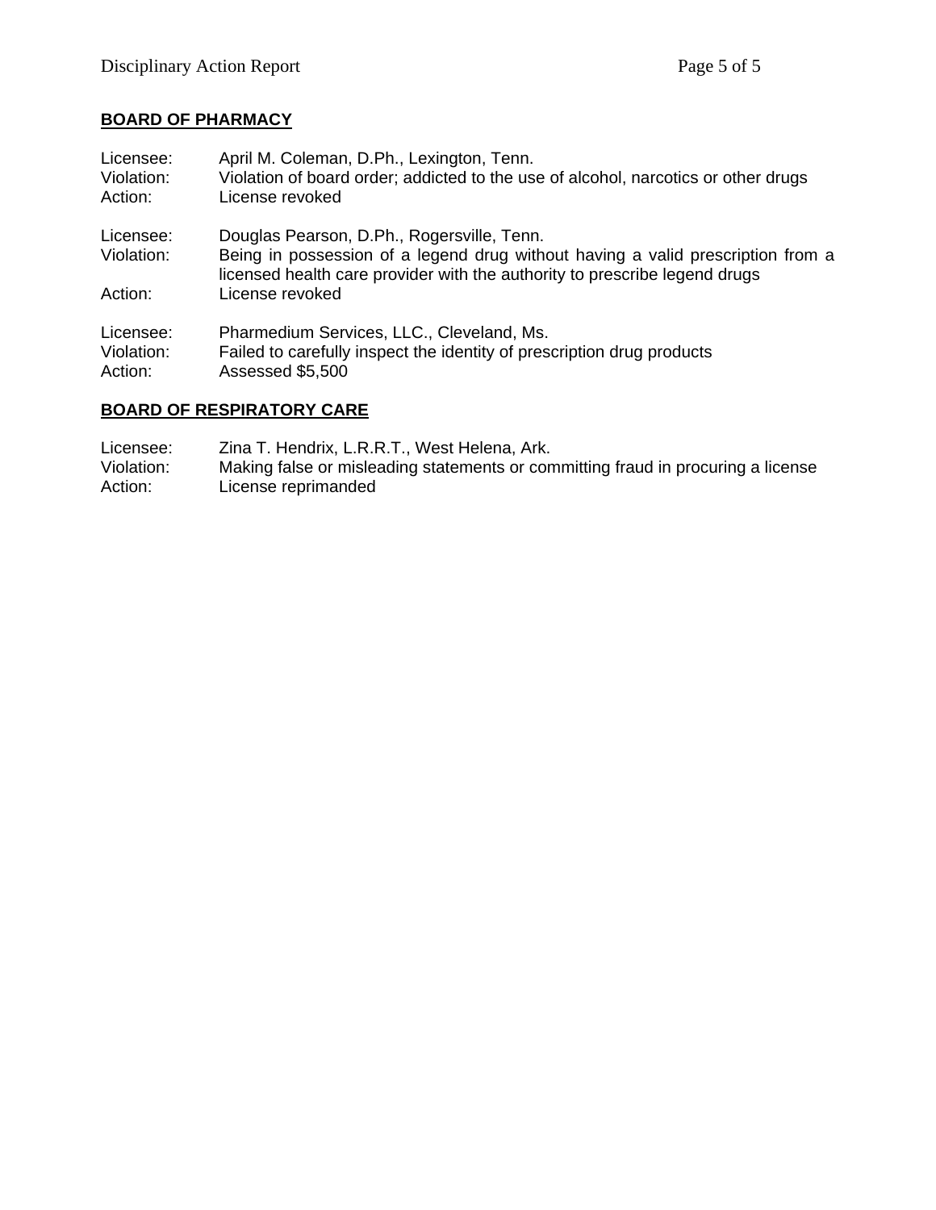## BOARD OF PHARMACY

Licensee: April M. Coleman, D.Ph., Lexington, Tenn.
Violation: Violation of board order; addicted to the use of alcohol, narcotics or other drugs
Action: License revoked

Licensee: Douglas Pearson, D.Ph., Rogersville, Tenn.
Violation: Being in possession of a legend drug without having a valid prescription from a licensed health care provider with the authority to prescribe legend drugs
Action: License revoked

Licensee: Pharmedium Services, LLC., Cleveland, Ms.
Violation: Failed to carefully inspect the identity of prescription drug products
Action: Assessed $5,500

## BOARD OF RESPIRATORY CARE

Licensee: Zina T. Hendrix, L.R.R.T., West Helena, Ark.
Violation: Making false or misleading statements or committing fraud in procuring a license
Action: License reprimanded